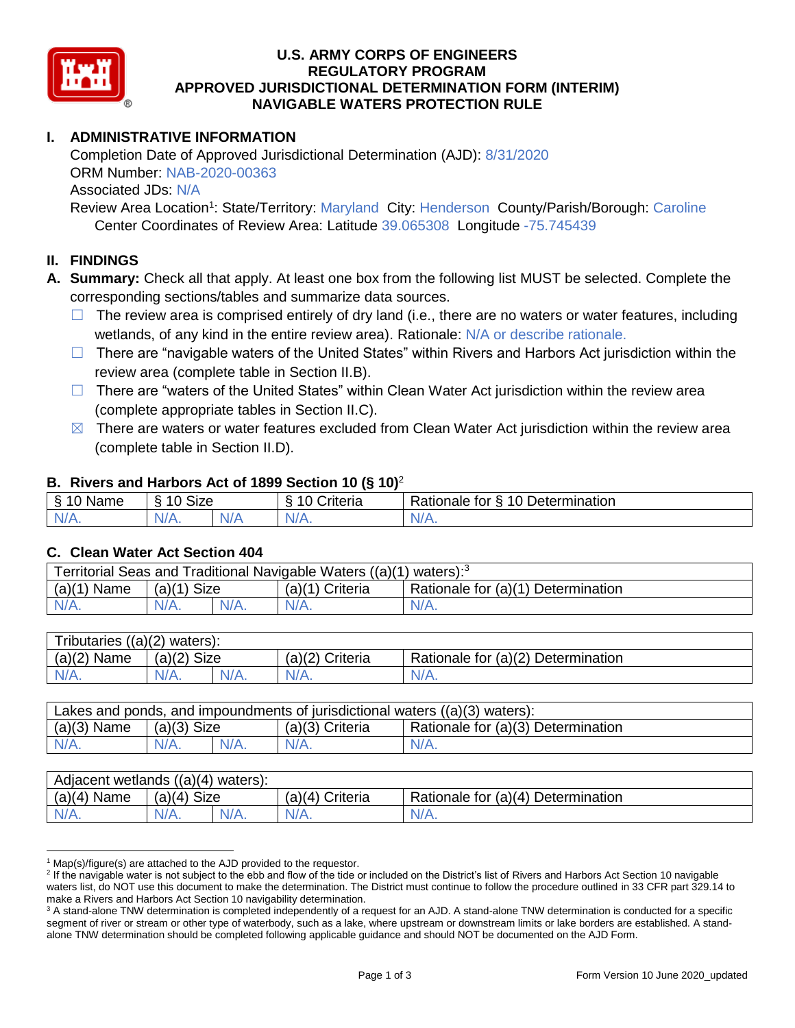# U.S. ARMY CORPS OF ENGINEERS
# REGULATORY PROGRAM
# APPROVED JURISDICTIONAL DETERMINATION FORM (INTERIM)
# NAVIGABLE WATERS PROTECTION RULE

## I. ADMINISTRATIVE INFORMATION

Completion Date of Approved Jurisdictional Determination (AJD): 8/31/2020
ORM Number: NAB-2020-00363
Associated JDs: N/A
Review Area Location[1]: State/Territory: Maryland City: Henderson County/Parish/Borough: Caroline
Center Coordinates of Review Area: Latitude 39.065308 Longitude -75.745439

## II. FINDINGS

**A. Summary:** Check all that apply. At least one box from the following list MUST be selected. Complete the corresponding sections/tables and summarize data sources.

- ☐ The review area is comprised entirely of dry land (i.e., there are no waters or water features, including wetlands, of any kind in the entire review area). Rationale: N/A or describe rationale.
- ☐ There are "navigable waters of the United States" within Rivers and Harbors Act jurisdiction within the review area (complete table in Section II.B).
- ☐ There are "waters of the United States" within Clean Water Act jurisdiction within the review area (complete appropriate tables in Section II.C).
- ☒ There are waters or water features excluded from Clean Water Act jurisdiction within the review area (complete table in Section II.D).

### B. Rivers and Harbors Act of 1899 Section 10 (§ 10)[2]

| § 10 Name | § 10 Size | | § 10 Criteria | Rationale for § 10 Determination |
|---|---|---|---|---|
| N/A. | N/A. | N/A | N/A. | N/A. |

### C. Clean Water Act Section 404

| Territorial Seas and Traditional Navigable Waters ((a)(1) waters):[3] | | | | |
|---|---|---|---|---|
| (a)(1) Name | (a)(1) Size | | (a)(1) Criteria | Rationale for (a)(1) Determination |
| N/A. | N/A. | N/A. | N/A. | N/A. |

| Tributaries ((a)(2) waters): | | | | |
|---|---|---|---|---|
| (a)(2) Name | (a)(2) Size | | (a)(2) Criteria | Rationale for (a)(2) Determination |
| N/A. | N/A. | N/A. | N/A. | N/A. |

| Lakes and ponds, and impoundments of jurisdictional waters ((a)(3) waters): | | | | |
|---|---|---|---|---|
| (a)(3) Name | (a)(3) Size | | (a)(3) Criteria | Rationale for (a)(3) Determination |
| N/A. | N/A. | N/A. | N/A. | N/A. |

| Adjacent wetlands ((a)(4) waters): | | | | |
|---|---|---|---|---|
| (a)(4) Name | (a)(4) Size | | (a)(4) Criteria | Rationale for (a)(4) Determination |
| N/A. | N/A. | N/A. | N/A. | N/A. |

[1] Map(s)/figure(s) are attached to the AJD provided to the requestor.
[2] If the navigable water is not subject to the ebb and flow of the tide or included on the District's list of Rivers and Harbors Act Section 10 navigable waters list, do NOT use this document to make the determination. The District must continue to follow the procedure outlined in 33 CFR part 329.14 to make a Rivers and Harbors Act Section 10 navigability determination.
[3] A stand-alone TNW determination is completed independently of a request for an AJD. A stand-alone TNW determination is conducted for a specific segment of river or stream or other type of waterbody, such as a lake, where upstream or downstream limits or lake borders are established. A stand-alone TNW determination should be completed following applicable guidance and should NOT be documented on the AJD Form.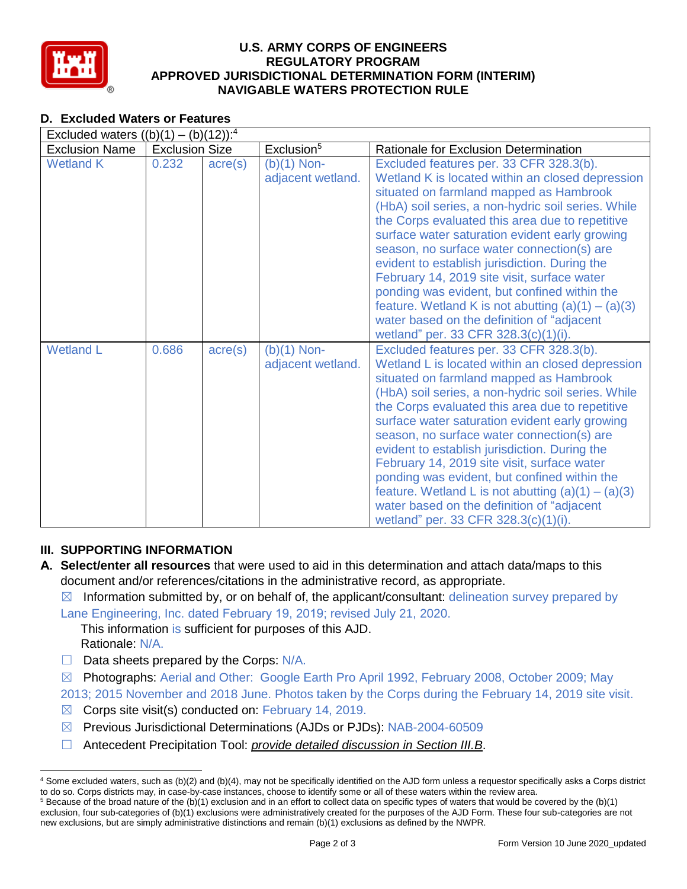# U.S. ARMY CORPS OF ENGINEERS REGULATORY PROGRAM APPROVED JURISDICTIONAL DETERMINATION FORM (INTERIM) NAVIGABLE WATERS PROTECTION RULE

## D. Excluded Waters or Features

| Excluded waters ((b)(1) – (b)(12)):[4] | | | | |
|---|---|---|---|---|
| Exclusion Name | Exclusion Size | | Exclusion[5] | Rationale for Exclusion Determination |
| Wetland K | 0.232 | acre(s) | (b)(1) Non-adjacent wetland. | Excluded features per. 33 CFR 328.3(b). Wetland K is located within an closed depression situated on farmland mapped as Hambrook (HbA) soil series, a non-hydric soil series. While the Corps evaluated this area due to repetitive surface water saturation evident early growing season, no surface water connection(s) are evident to establish jurisdiction. During the February 14, 2019 site visit, surface water ponding was evident, but confined within the feature. Wetland K is not abutting (a)(1) – (a)(3) water based on the definition of "adjacent wetland" per. 33 CFR 328.3(c)(1)(i). |
| Wetland L | 0.686 | acre(s) | (b)(1) Non-adjacent wetland. | Excluded features per. 33 CFR 328.3(b). Wetland L is located within an closed depression situated on farmland mapped as Hambrook (HbA) soil series, a non-hydric soil series. While the Corps evaluated this area due to repetitive surface water saturation evident early growing season, no surface water connection(s) are evident to establish jurisdiction. During the February 14, 2019 site visit, surface water ponding was evident, but confined within the feature. Wetland L is not abutting (a)(1) – (a)(3) water based on the definition of "adjacent wetland" per. 33 CFR 328.3(c)(1)(i). |

## III. SUPPORTING INFORMATION

**A. Select/enter all resources** that were used to aid in this determination and attach data/maps to this document and/or references/citations in the administrative record, as appropriate.

☒ Information submitted by, or on behalf of, the applicant/consultant: delineation survey prepared by Lane Engineering, Inc. dated February 19, 2019; revised July 21, 2020.
This information is sufficient for purposes of this AJD.
Rationale: N/A.

☐ Data sheets prepared by the Corps: N/A.

☒ Photographs: Aerial and Other: Google Earth Pro April 1992, February 2008, October 2009; May 2013; 2015 November and 2018 June. Photos taken by the Corps during the February 14, 2019 site visit.

☒ Corps site visit(s) conducted on: February 14, 2019.

☒ Previous Jurisdictional Determinations (AJDs or PJDs): NAB-2004-60509

☐ Antecedent Precipitation Tool: *provide detailed discussion in Section III.B*.

---

[4] Some excluded waters, such as (b)(2) and (b)(4), may not be specifically identified on the AJD form unless a requestor specifically asks a Corps district to do so. Corps districts may, in case-by-case instances, choose to identify some or all of these waters within the review area.

[5] Because of the broad nature of the (b)(1) exclusion and in an effort to collect data on specific types of waters that would be covered by the (b)(1) exclusion, four sub-categories of (b)(1) exclusions were administratively created for the purposes of the AJD Form. These four sub-categories are not new exclusions, but are simply administrative distinctions and remain (b)(1) exclusions as defined by the NWPR.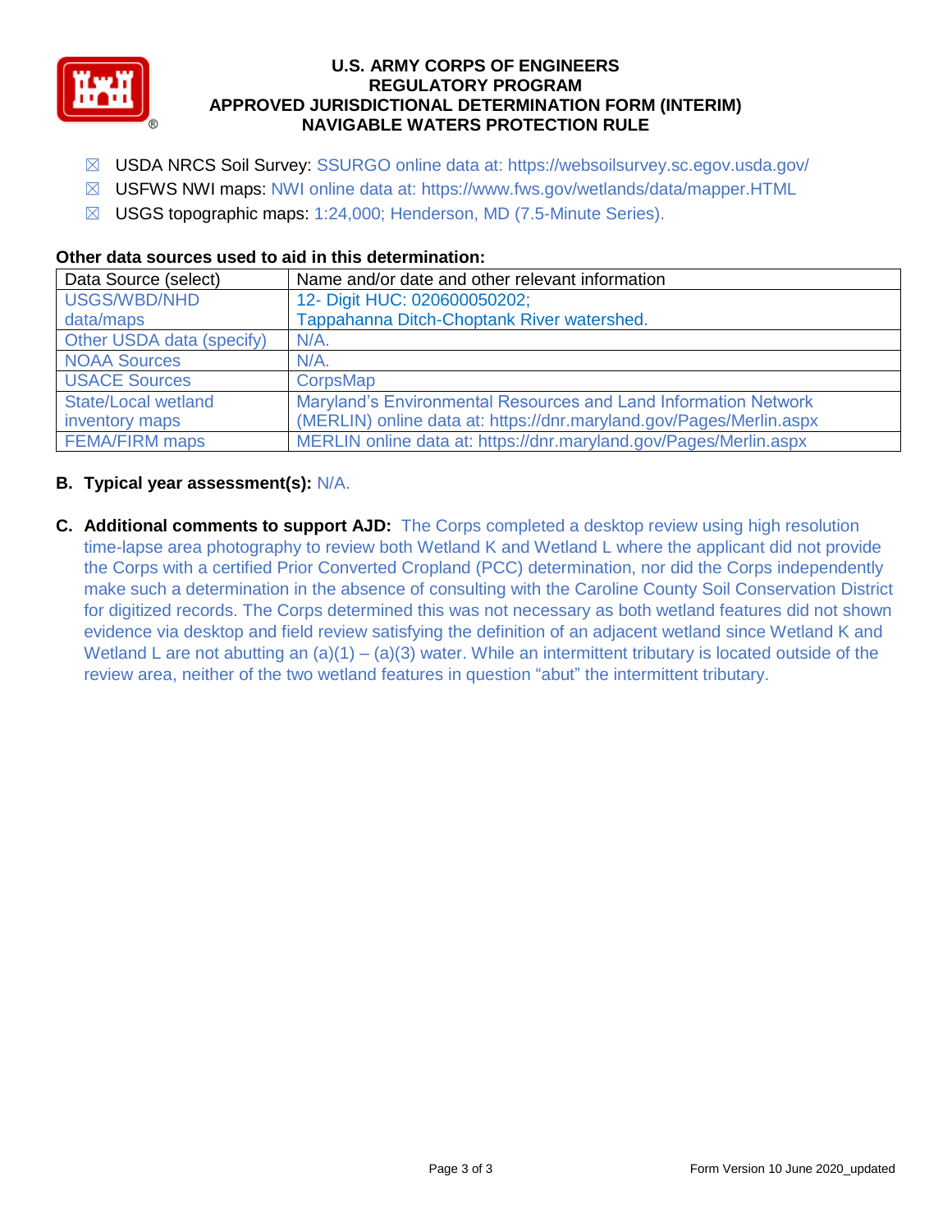- ☒ USDA NRCS Soil Survey: SSURGO online data at: https://websoilsurvey.sc.egov.usda.gov/
- ☒ USFWS NWI maps: NWI online data at: https://www.fws.gov/wetlands/data/mapper.HTML
- ☒ USGS topographic maps: 1:24,000; Henderson, MD (7.5-Minute Series).

**Other data sources used to aid in this determination:**

| Data Source (select) | Name and/or date and other relevant information |
|---|---|
| USGS/WBD/NHD data/maps | 12- Digit HUC: 020600050202; Tappahanna Ditch-Choptank River watershed. |
| Other USDA data (specify) | N/A. |
| NOAA Sources | N/A. |
| USACE Sources | CorpsMap |
| State/Local wetland inventory maps | Maryland's Environmental Resources and Land Information Network (MERLIN) online data at: https://dnr.maryland.gov/Pages/Merlin.aspx |
| FEMA/FIRM maps | MERLIN online data at: https://dnr.maryland.gov/Pages/Merlin.aspx |

**B. Typical year assessment(s):** N/A.

**C. Additional comments to support AJD:** The Corps completed a desktop review using high resolution time-lapse area photography to review both Wetland K and Wetland L where the applicant did not provide the Corps with a certified Prior Converted Cropland (PCC) determination, nor did the Corps independently make such a determination in the absence of consulting with the Caroline County Soil Conservation District for digitized records. The Corps determined this was not necessary as both wetland features did not shown evidence via desktop and field review satisfying the definition of an adjacent wetland since Wetland K and Wetland L are not abutting an (a)(1) – (a)(3) water. While an intermittent tributary is located outside of the review area, neither of the two wetland features in question "abut" the intermittent tributary.